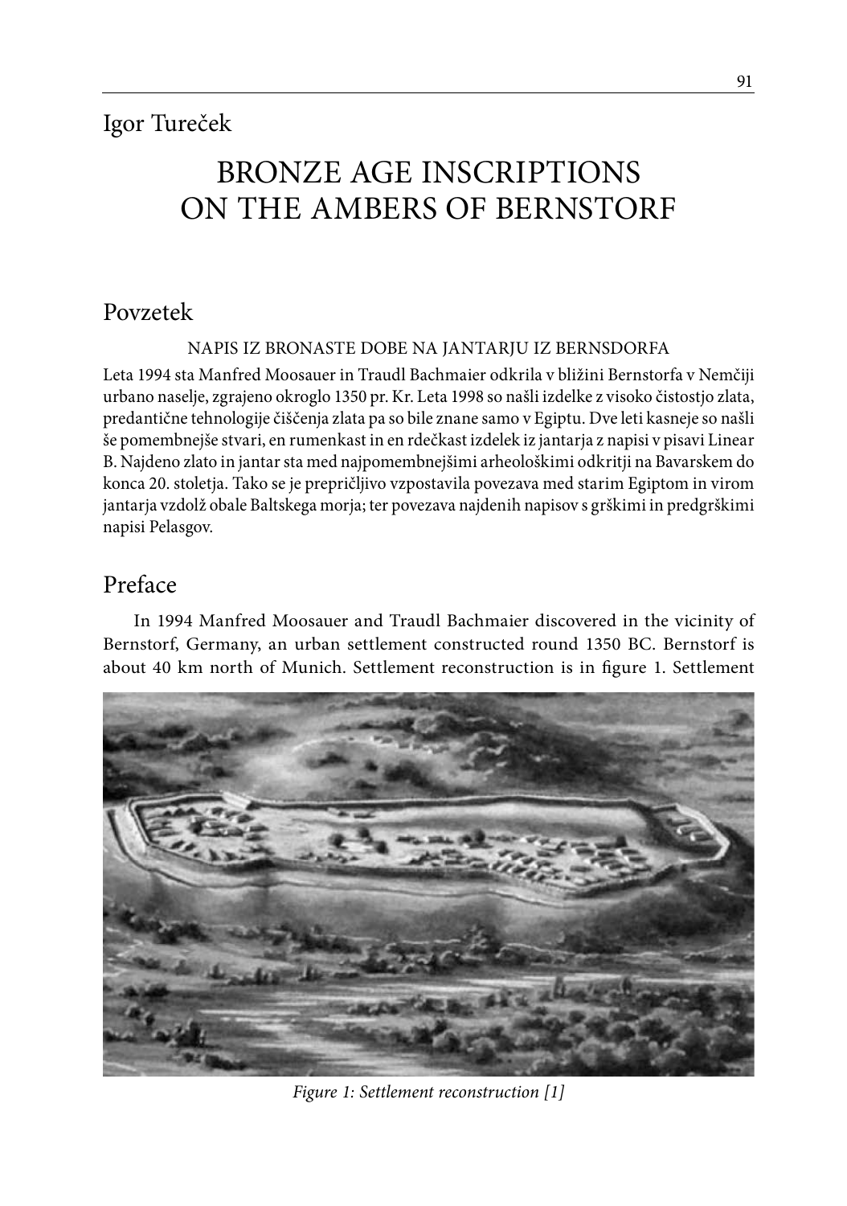Igor Tureček

# BRONZE AGE INSCRIPTIONS ON THE AMBERS OF BERNSTORF

## Povzetek

NAPIS IZ BRONASTE DOBE NA JANTARJU IZ BERNSDORFA

Leta 1994 sta Manfred Moosauer in Traudl Bachmaier odkrila v bližini Bernstorfa v Nemčiji urbano naselje, zgrajeno okroglo 1350 pr. Kr. Leta 1998 so našli izdelke z visoko čistostjo zlata, predantične tehnologije čiščenja zlata pa so bile znane samo v Egiptu. Dve leti kasneje so našli še pomembnejše stvari, en rumenkast in en rdečkast izdelek iz jantarja z napisi v pisavi Linear B. Najdeno zlato in jantar sta med najpomembnejšimi arheološkimi odkritji na Bavarskem do konca 20. stoletja. Tako se je prepričljivo vzpostavila povezava med starim Egiptom in virom jantarja vzdolž obale Baltskega morja; ter povezava najdenih napisov s grškimi in predgrškimi napisi Pelasgov.

## Preface

In 1994 Manfred Moosauer and Traudl Bachmaier discovered in the vicinity of Bernstorf, Germany, an urban settlement constructed round 1350 BC. Bernstorf is about 40 km north of Munich. Settlement reconstruction is in figure 1. Settlement

*Figure 1: Settlement reconstruction [1]*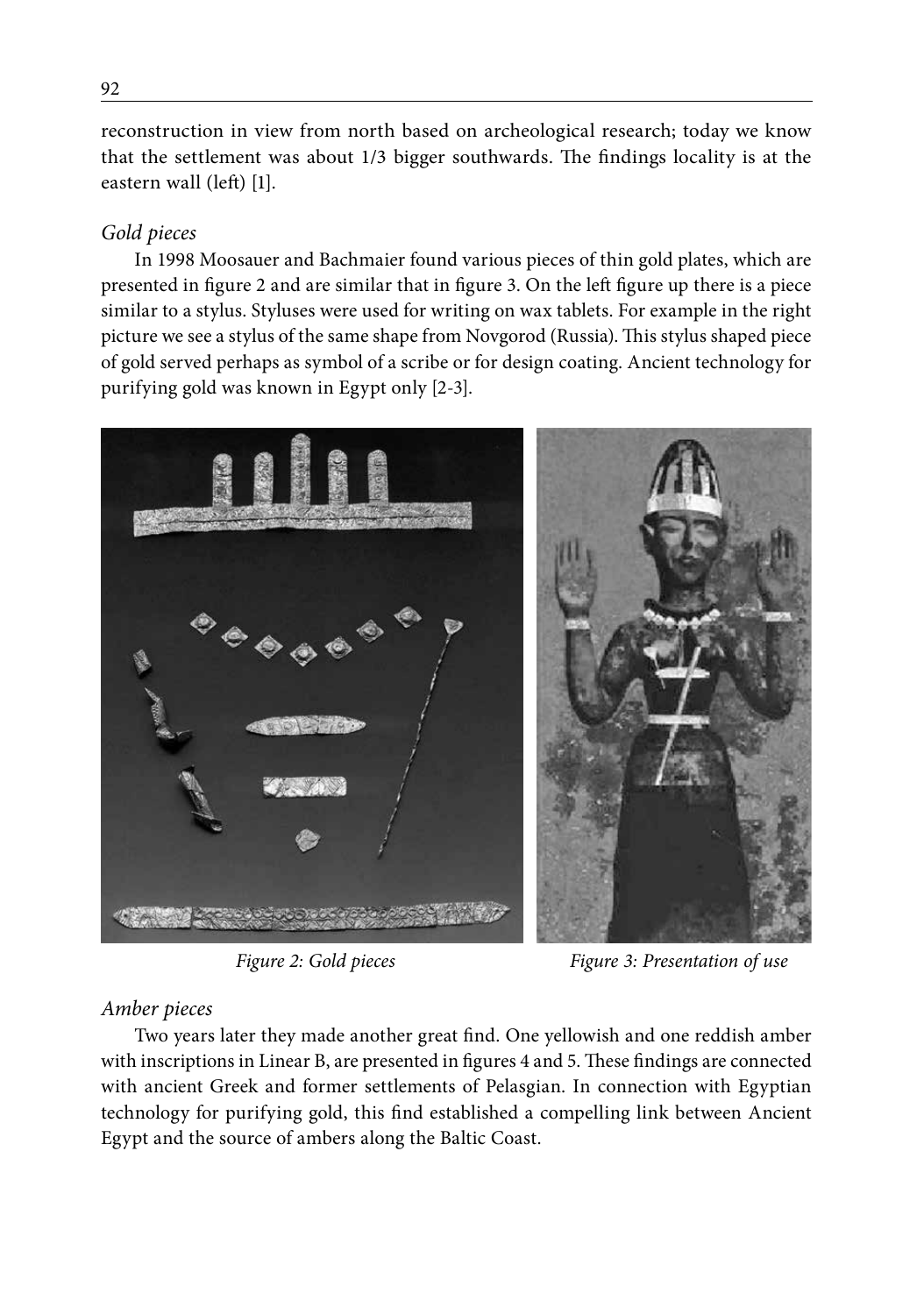reconstruction in view from north based on archeological research; today we know that the settlement was about 1/3 bigger southwards. The findings locality is at the eastern wall (left) [1].

*Gold pieces*

In 1998 Moosauer and Bachmaier found various pieces of thin gold plates, which are presented in figure 2 and are similar that in figure 3. On the left figure up there is a piece similar to a stylus. Styluses were used for writing on wax tablets. For example in the right picture we see a stylus of the same shape from Novgorod (Russia). This stylus shaped piece of gold served perhaps as symbol of a scribe or for design coating. Ancient technology for purifying gold was known in Egypt only [2-3].

*Figure 2: Gold pieces*

*Figure 3: Presentation of use*

*Amber pieces*

Two years later they made another great find. One yellowish and one reddish amber with inscriptions in Linear B, are presented in figures 4 and 5. These findings are connected with ancient Greek and former settlements of Pelasgian. In connection with Egyptian technology for purifying gold, this find established a compelling link between Ancient Egypt and the source of ambers along the Baltic Coast.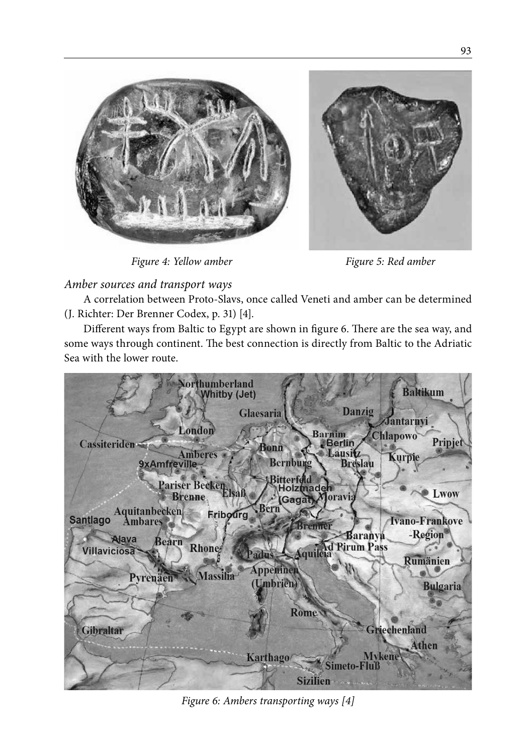*Figure 4: Yellow amber*

*Figure 5: Red amber*

*Amber sources and transport ways*

A correlation between Proto-Slavs, once called Veneti and amber can be determined (J. Richter: Der Brenner Codex, p. 31) [4].

Different ways from Baltic to Egypt are shown in figure 6. There are the sea way, and some ways through continent. The best connection is directly from Baltic to the Adriatic Sea with the lower route.

*Figure 6: Ambers transporting ways [4]*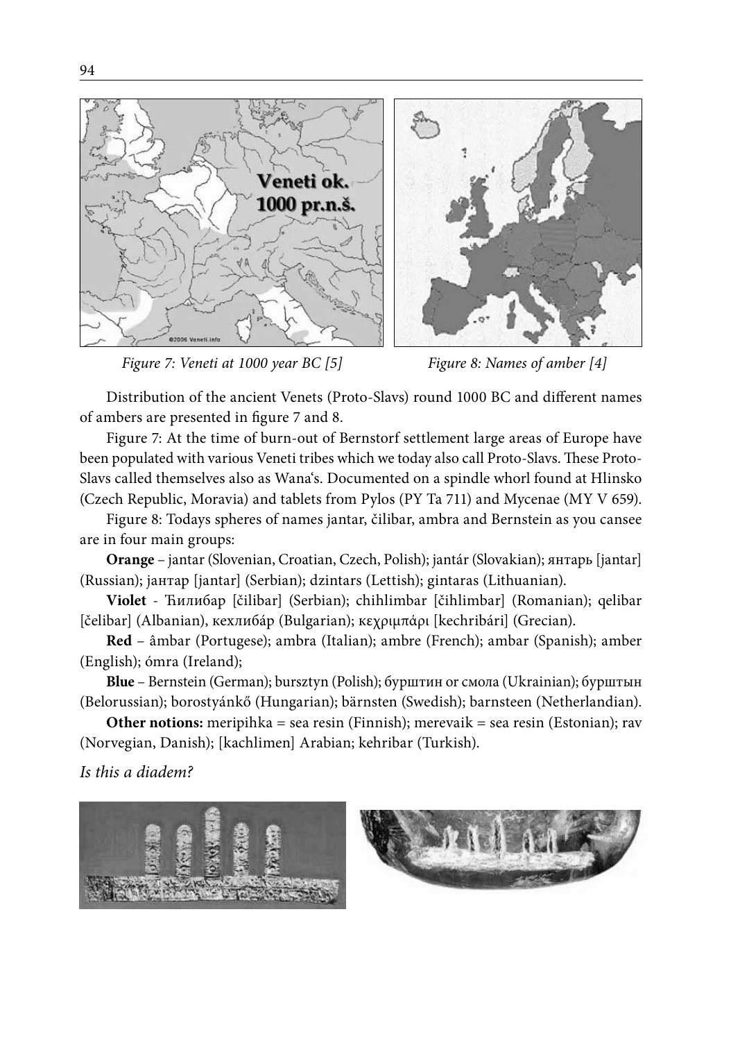*Figure 7: Veneti at 1000 year BC [5]*

*Figure 8: Names of amber [4]*

Distribution of the ancient Venets (Proto-Slavs) round 1000 BC and different names of ambers are presented in figure 7 and 8.

Figure 7: At the time of burn-out of Bernstorf settlement large areas of Europe have been populated with various Veneti tribes which we today also call Proto-Slavs. These Proto-Slavs called themselves also as Wana's. Documented on a spindle whorl found at Hlinsko (Czech Republic, Moravia) and tablets from Pylos (PY Ta 711) and Mycenae (MY V 659).

Figure 8: Todays spheres of names jantar, čilibar, ambra and Bernstein as you cansee are in four main groups:

**Orange** – jantar (Slovenian, Croatian, Czech, Polish); jantár (Slovakian); янтарь [jantar] (Russian); јантар [jantar] (Serbian); dzintars (Lettish); gintaras (Lithuanian).

**Violet** - Ћилибар [čilibar] (Serbian); chihlimbar [čihlimbar] (Romanian); qelibar [čelibar] (Albanian), кехлибáр (Bulgarian); κεχριμπάρι [kechribári] (Grecian).

**Red** – âmbar (Portugese); ambra (Italian); ambre (French); ambar (Spanish); amber (English); ómra (Ireland);

**Blue** – Bernstein (German); bursztyn (Polish); бурштин or смола (Ukrainian); бурштын (Belorussian); borostyánkő (Hungarian); bärnsten (Swedish); barnsteen (Netherlandian).

**Other notions:** meripihka = sea resin (Finnish); merevaik = sea resin (Estonian); rav (Norvegian, Danish); [kachlimen] Arabian; kehribar (Turkish).

*Is this a diadem?*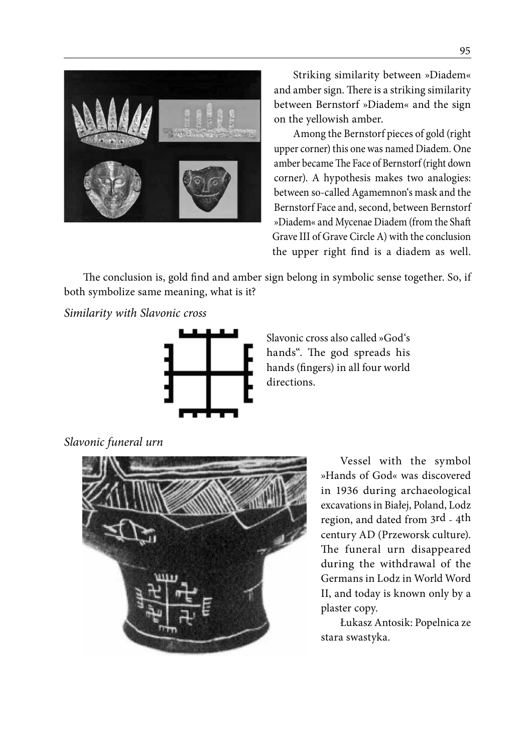Striking similarity between »Diadem« and amber sign. There is a striking similarity between Bernstorf »Diadem« and the sign on the yellowish amber.

Among the Bernstorf pieces of gold (right upper corner) this one was named Diadem. One amber became The Face of Bernstorf (right down corner). A hypothesis makes two analogies: between so-called Agamemnon's mask and the Bernstorf Face and, second, between Bernstorf »Diadem« and Mycenae Diadem (from the Shaft Grave III of Grave Circle A) with the conclusion the upper right find is a diadem as well.

The conclusion is, gold find and amber sign belong in symbolic sense together. So, if both symbolize same meaning, what is it?

*Similarity with Slavonic cross*

Slavonic cross also called »God's hands". The god spreads his hands (fingers) in all four world directions.

*Slavonic funeral urn*

Vessel with the symbol »Hands of God« was discovered in 1936 during archaeological excavations in Białej, Poland, Lodz region, and dated from 3rd - 4th century AD (Przeworsk culture). The funeral urn disappeared during the withdrawal of the Germans in Lodz in World Word II, and today is known only by a plaster copy.

Łukasz Antosik: Popelnica ze stara swastyka.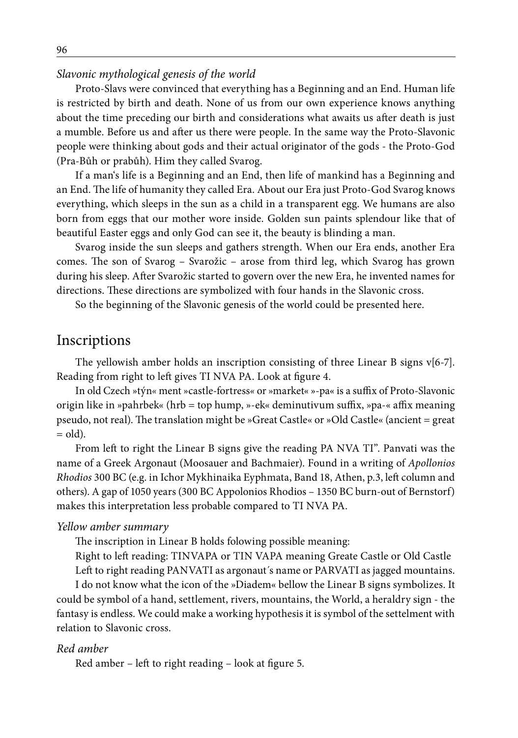*Slavonic mythological genesis of the world*

Proto-Slavs were convinced that everything has a Beginning and an End. Human life is restricted by birth and death. None of us from our own experience knows anything about the time preceding our birth and considerations what awaits us after death is just a mumble. Before us and after us there were people. In the same way the Proto-Slavonic people were thinking about gods and their actual originator of the gods - the Proto-God (Pra-Bůh or prabůh). Him they called Svarog.

If a man's life is a Beginning and an End, then life of mankind has a Beginning and an End. The life of humanity they called Era. About our Era just Proto-God Svarog knows everything, which sleeps in the sun as a child in a transparent egg. We humans are also born from eggs that our mother wore inside. Golden sun paints splendour like that of beautiful Easter eggs and only God can see it, the beauty is blinding a man.

Svarog inside the sun sleeps and gathers strength. When our Era ends, another Era comes. The son of Svarog – Svarožic – arose from third leg, which Svarog has grown during his sleep. After Svarožic started to govern over the new Era, he invented names for directions. These directions are symbolized with four hands in the Slavonic cross.

So the beginning of the Slavonic genesis of the world could be presented here.

## Inscriptions

The yellowish amber holds an inscription consisting of three Linear B signs v[6-7]. Reading from right to left gives TI NVA PA. Look at figure 4.

In old Czech »týn« ment »castle-fortress« or »market« »-pa« is a suffix of Proto-Slavonic origin like in »pahrbek« (hrb = top hump, »-ek« deminutivum suffix, »pa-« affix meaning pseudo, not real). The translation might be »Great Castle« or »Old Castle« (ancient = great = old).

From left to right the Linear B signs give the reading PA NVA TI". Panvati was the name of a Greek Argonaut (Moosauer and Bachmaier). Found in a writing of *Apollonios Rhodios* 300 BC (e.g. in Ichor Mykhinaika Eyphmata, Band 18, Athen, p.3, left column and others). A gap of 1050 years (300 BC Appolonios Rhodios – 1350 BC burn-out of Bernstorf) makes this interpretation less probable compared to TI NVA PA.

*Yellow amber summary*

The inscription in Linear B holds folowing possible meaning:

Right to left reading: TINVAPA or TIN VAPA meaning Greate Castle or Old Castle

Left to right reading PANVATI as argonaut´s name or PARVATI as jagged mountains.

I do not know what the icon of the »Diadem« bellow the Linear B signs symbolizes. It could be symbol of a hand, settlement, rivers, mountains, the World, a heraldry sign - the fantasy is endless. We could make a working hypothesis it is symbol of the settelment with relation to Slavonic cross.

*Red amber*

Red amber – left to right reading – look at figure 5.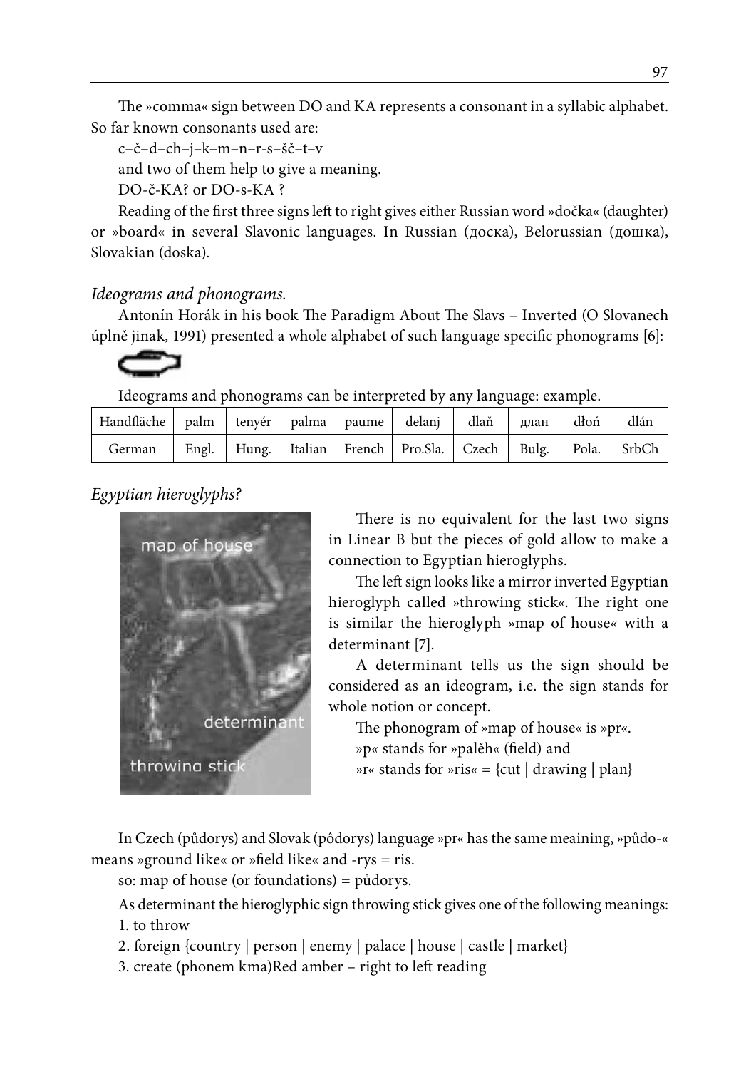The »comma« sign between DO and KA represents a consonant in a syllabic alphabet. So far known consonants used are:

c–č–d–ch–j–k–m–n–r–s–šč–t–v

and two of them help to give a meaning.

DO-č-KA? or DO-s-KA ?

Reading of the first three signs left to right gives either Russian word »dočka« (daughter) or »board« in several Slavonic languages. In Russian (доска), Belorussian (дошка), Slovakian (doska).

*Ideograms and phonograms.*

Antonín Horák in his book The Paradigm About The Slavs – Inverted (O Slovanech úplně jinak, 1991) presented a whole alphabet of such language specific phonograms [6]:

Ideograms and phonograms can be interpreted by any language: example.

| Handfläche | palm | tenyér | palma | paume | delanj | dlaň | длан | dłoń | dlán |
|---|---|---|---|---|---|---|---|---|---|
| German | Engl. | Hung. | Italian | French | Pro.Sla. | Czech | Bulg. | Pola. | SrbCh |

*Egyptian hieroglyphs?*

map of house

determinant

throwing stick

There is no equivalent for the last two signs in Linear B but the pieces of gold allow to make a connection to Egyptian hieroglyphs.

The left sign looks like a mirror inverted Egyptian hieroglyph called »throwing stick«. The right one is similar the hieroglyph »map of house« with a determinant [7].

A determinant tells us the sign should be considered as an ideogram, i.e. the sign stands for whole notion or concept.

The phonogram of »map of house« is »pr«.

»p« stands for »paləh« (field) and

»r« stands for »ris« = {cut | drawing | plan}

In Czech (půdorys) and Slovak (pôdorys) language »pr« has the same meaining, »půdo-« means »ground like« or »field like« and -rys = ris.

so: map of house (or foundations) = půdorys.

As determinant the hieroglyphic sign throwing stick gives one of the following meanings:

1. to throw
2. foreign {country | person | enemy | palace | house | castle | market}
3. create (phonem kma)Red amber – right to left reading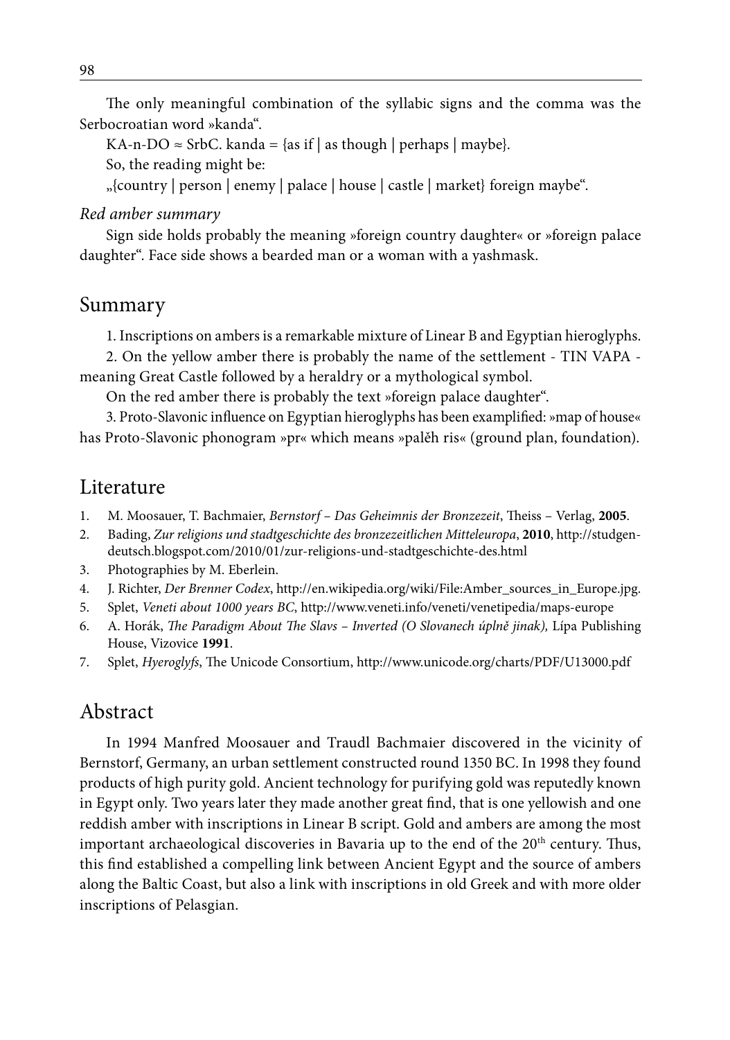The only meaningful combination of the syllabic signs and the comma was the Serbocroatian word »kanda".

KA-n-DO ≈ SrbC. kanda = {as if | as though | perhaps | maybe}.

So, the reading might be:

„{country | person | enemy | palace | house | castle | market} foreign maybe".

*Red amber summary*

Sign side holds probably the meaning »foreign country daughter« or »foreign palace daughter". Face side shows a bearded man or a woman with a yashmask.

## Summary

1. Inscriptions on ambers is a remarkable mixture of Linear B and Egyptian hieroglyphs.

2. On the yellow amber there is probably the name of the settlement - TIN VAPA - meaning Great Castle followed by a heraldry or a mythological symbol.

On the red amber there is probably the text »foreign palace daughter".

3. Proto-Slavonic influence on Egyptian hieroglyphs has been examplified: »map of house« has Proto-Slavonic phonogram »pr« which means »paləh ris« (ground plan, foundation).

## Literature

1. M. Moosauer, T. Bachmaier, *Bernstorf – Das Geheimnis der Bronzezeit*, Theiss – Verlag, **2005**.
2. Bading, *Zur religions und stadtgeschichte des bronzezeitlichen Mitteleuropa*, **2010**, http://studgendeutsch.blogspot.com/2010/01/zur-religions-und-stadtgeschichte-des.html
3. Photographies by M. Eberlein.
4. J. Richter, *Der Brenner Codex*, http://en.wikipedia.org/wiki/File:Amber_sources_in_Europe.jpg.
5. Splet, *Veneti about 1000 years BC*, http://www.veneti.info/veneti/venetipedia/maps-europe
6. A. Horák, *The Paradigm About The Slavs – Inverted (O Slovanech úplně jinak),* Lípa Publishing House, Vizovice **1991**.
7. Splet, *Hyeroglyfs*, The Unicode Consortium, http://www.unicode.org/charts/PDF/U13000.pdf

## Abstract

In 1994 Manfred Moosauer and Traudl Bachmaier discovered in the vicinity of Bernstorf, Germany, an urban settlement constructed round 1350 BC. In 1998 they found products of high purity gold. Ancient technology for purifying gold was reputedly known in Egypt only. Two years later they made another great find, that is one yellowish and one reddish amber with inscriptions in Linear B script. Gold and ambers are among the most important archaeological discoveries in Bavaria up to the end of the 20th century. Thus, this find established a compelling link between Ancient Egypt and the source of ambers along the Baltic Coast, but also a link with inscriptions in old Greek and with more older inscriptions of Pelasgian.